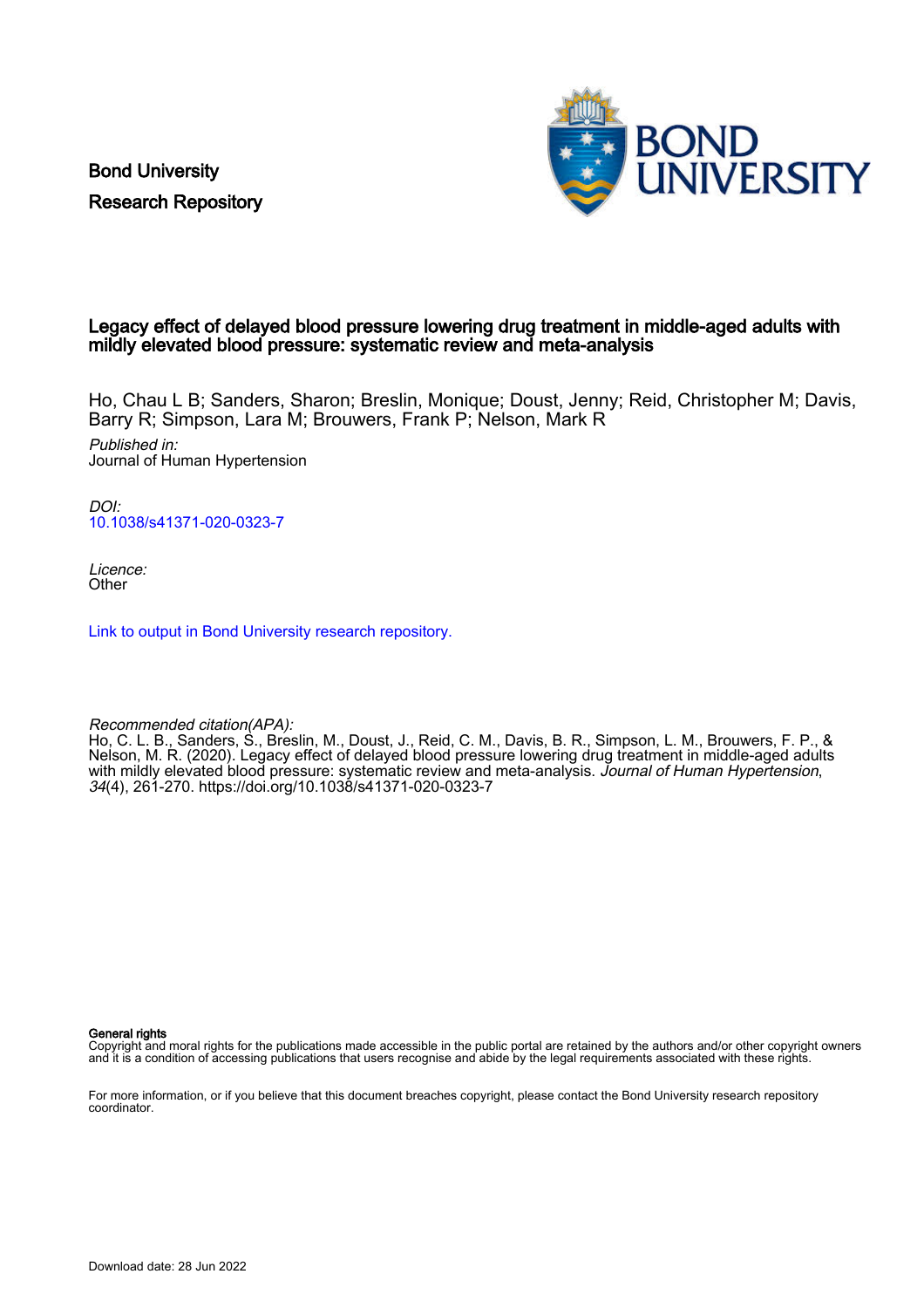Bond University
Research Repository

# Legacy effect of delayed blood pressure lowering drug treatment in middle-aged adults with mildly elevated blood pressure: systematic review and meta-analysis

Ho, Chau L B; Sanders, Sharon; Breslin, Monique; Doust, Jenny; Reid, Christopher M; Davis, Barry R; Simpson, Lara M; Brouwers, Frank P; Nelson, Mark R

*Published in:*
Journal of Human Hypertension

*DOI:*
10.1038/s41371-020-0323-7

*Licence:*
Other

Link to output in Bond University research repository.

*Recommended citation(APA):*
Ho, C. L. B., Sanders, S., Breslin, M., Doust, J., Reid, C. M., Davis, B. R., Simpson, L. M., Brouwers, F. P., & Nelson, M. R. (2020). Legacy effect of delayed blood pressure lowering drug treatment in middle-aged adults with mildly elevated blood pressure: systematic review and meta-analysis. *Journal of Human Hypertension*, *34*(4), 261-270. https://doi.org/10.1038/s41371-020-0323-7

**General rights**
Copyright and moral rights for the publications made accessible in the public portal are retained by the authors and/or other copyright owners and it is a condition of accessing publications that users recognise and abide by the legal requirements associated with these rights.

For more information, or if you believe that this document breaches copyright, please contact the Bond University research repository coordinator.

Download date: 28 Jun 2022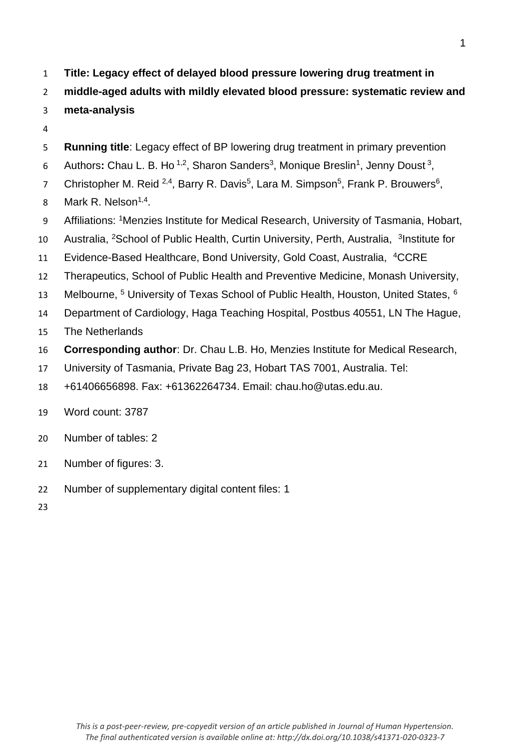**Title: Legacy effect of delayed blood pressure lowering drug treatment in middle-aged adults with mildly elevated blood pressure: systematic review and meta-analysis**

**Running title**: Legacy effect of BP lowering drug treatment in primary prevention

Authors**:** Chau L. B. Ho [1,2], Sharon Sanders[3], Monique Breslin[1], Jenny Doust [3], Christopher M. Reid [2,4], Barry R. Davis[5], Lara M. Simpson[5], Frank P. Brouwers[6], Mark R. Nelson[1,4].

Affiliations: [1]Menzies Institute for Medical Research, University of Tasmania, Hobart, Australia, [2]School of Public Health, Curtin University, Perth, Australia, [3]Institute for Evidence-Based Healthcare, Bond University, Gold Coast, Australia, [4]CCRE Therapeutics, School of Public Health and Preventive Medicine, Monash University, Melbourne, [5] University of Texas School of Public Health, Houston, United States, [6] Department of Cardiology, Haga Teaching Hospital, Postbus 40551, LN The Hague, The Netherlands

**Corresponding author**: Dr. Chau L.B. Ho, Menzies Institute for Medical Research, University of Tasmania, Private Bag 23, Hobart TAS 7001, Australia. Tel: +61406656898. Fax: +61362264734. Email: chau.ho@utas.edu.au.

Word count: 3787

Number of tables: 2

Number of figures: 3.

Number of supplementary digital content files: 1

*This is a post-peer-review, pre-copyedit version of an article published in Journal of Human Hypertension. The final authenticated version is available online at: http://dx.doi.org/10.1038/s41371-020-0323-7*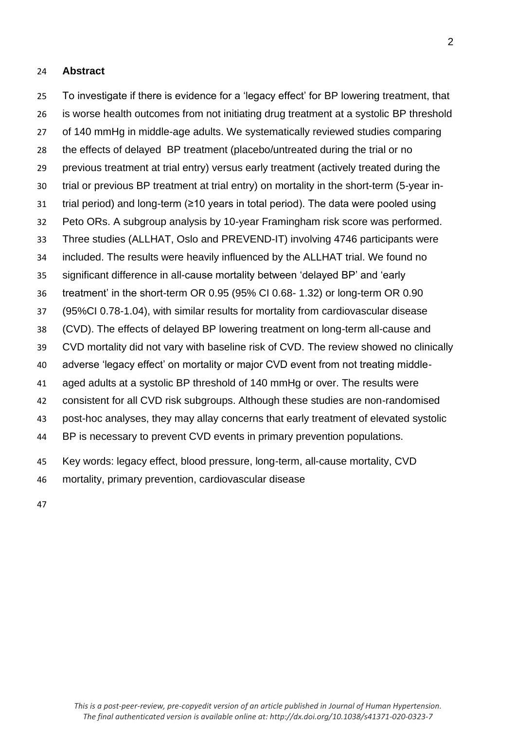## Abstract

To investigate if there is evidence for a 'legacy effect' for BP lowering treatment, that is worse health outcomes from not initiating drug treatment at a systolic BP threshold of 140 mmHg in middle-age adults. We systematically reviewed studies comparing the effects of delayed BP treatment (placebo/untreated during the trial or no previous treatment at trial entry) versus early treatment (actively treated during the trial or previous BP treatment at trial entry) on mortality in the short-term (5-year in-trial period) and long-term (≥10 years in total period). The data were pooled using Peto ORs. A subgroup analysis by 10-year Framingham risk score was performed. Three studies (ALLHAT, Oslo and PREVEND-IT) involving 4746 participants were included. The results were heavily influenced by the ALLHAT trial. We found no significant difference in all-cause mortality between 'delayed BP' and 'early treatment' in the short-term OR 0.95 (95% CI 0.68- 1.32) or long-term OR 0.90 (95%CI 0.78-1.04), with similar results for mortality from cardiovascular disease (CVD). The effects of delayed BP lowering treatment on long-term all-cause and CVD mortality did not vary with baseline risk of CVD. The review showed no clinically adverse 'legacy effect' on mortality or major CVD event from not treating middle-aged adults at a systolic BP threshold of 140 mmHg or over. The results were consistent for all CVD risk subgroups. Although these studies are non-randomised post-hoc analyses, they may allay concerns that early treatment of elevated systolic BP is necessary to prevent CVD events in primary prevention populations.

Key words: legacy effect, blood pressure, long-term, all-cause mortality, CVD mortality, primary prevention, cardiovascular disease

*This is a post-peer-review, pre-copyedit version of an article published in Journal of Human Hypertension. The final authenticated version is available online at: http://dx.doi.org/10.1038/s41371-020-0323-7*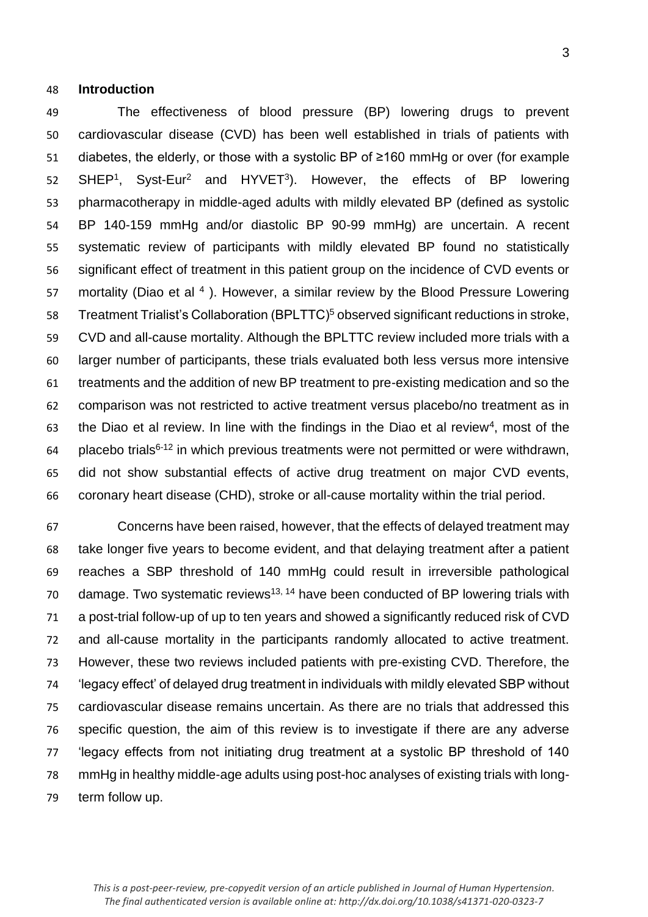## Introduction

The effectiveness of blood pressure (BP) lowering drugs to prevent cardiovascular disease (CVD) has been well established in trials of patients with diabetes, the elderly, or those with a systolic BP of ≥160 mmHg or over (for example SHEP[1], Syst-Eur[2] and HYVET[3]). However, the effects of BP lowering pharmacotherapy in middle-aged adults with mildly elevated BP (defined as systolic BP 140-159 mmHg and/or diastolic BP 90-99 mmHg) are uncertain. A recent systematic review of participants with mildly elevated BP found no statistically significant effect of treatment in this patient group on the incidence of CVD events or mortality (Diao et al [4] ). However, a similar review by the Blood Pressure Lowering Treatment Trialist's Collaboration (BPLTTC)[5] observed significant reductions in stroke, CVD and all-cause mortality. Although the BPLTTC review included more trials with a larger number of participants, these trials evaluated both less versus more intensive treatments and the addition of new BP treatment to pre-existing medication and so the comparison was not restricted to active treatment versus placebo/no treatment as in the Diao et al review. In line with the findings in the Diao et al review[4], most of the placebo trials[6-12] in which previous treatments were not permitted or were withdrawn, did not show substantial effects of active drug treatment on major CVD events, coronary heart disease (CHD), stroke or all-cause mortality within the trial period.

Concerns have been raised, however, that the effects of delayed treatment may take longer five years to become evident, and that delaying treatment after a patient reaches a SBP threshold of 140 mmHg could result in irreversible pathological damage. Two systematic reviews[13, 14] have been conducted of BP lowering trials with a post-trial follow-up of up to ten years and showed a significantly reduced risk of CVD and all-cause mortality in the participants randomly allocated to active treatment. However, these two reviews included patients with pre-existing CVD. Therefore, the 'legacy effect' of delayed drug treatment in individuals with mildly elevated SBP without cardiovascular disease remains uncertain. As there are no trials that addressed this specific question, the aim of this review is to investigate if there are any adverse 'legacy effects from not initiating drug treatment at a systolic BP threshold of 140 mmHg in healthy middle-age adults using post-hoc analyses of existing trials with long-term follow up.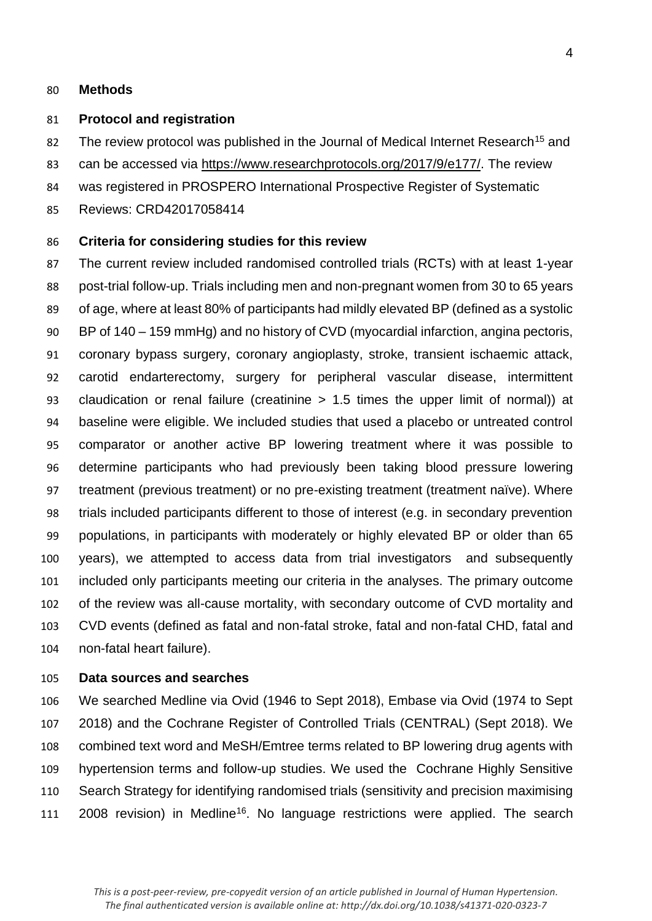## Methods

### Protocol and registration

The review protocol was published in the Journal of Medical Internet Research[15] and can be accessed via https://www.researchprotocols.org/2017/9/e177/. The review was registered in PROSPERO International Prospective Register of Systematic Reviews: CRD42017058414

### Criteria for considering studies for this review

The current review included randomised controlled trials (RCTs) with at least 1-year post-trial follow-up. Trials including men and non-pregnant women from 30 to 65 years of age, where at least 80% of participants had mildly elevated BP (defined as a systolic BP of 140 – 159 mmHg) and no history of CVD (myocardial infarction, angina pectoris, coronary bypass surgery, coronary angioplasty, stroke, transient ischaemic attack, carotid endarterectomy, surgery for peripheral vascular disease, intermittent claudication or renal failure (creatinine > 1.5 times the upper limit of normal)) at baseline were eligible. We included studies that used a placebo or untreated control comparator or another active BP lowering treatment where it was possible to determine participants who had previously been taking blood pressure lowering treatment (previous treatment) or no pre-existing treatment (treatment naïve). Where trials included participants different to those of interest (e.g. in secondary prevention populations, in participants with moderately or highly elevated BP or older than 65 years), we attempted to access data from trial investigators and subsequently included only participants meeting our criteria in the analyses. The primary outcome of the review was all-cause mortality, with secondary outcome of CVD mortality and CVD events (defined as fatal and non-fatal stroke, fatal and non-fatal CHD, fatal and non-fatal heart failure).

### Data sources and searches

We searched Medline via Ovid (1946 to Sept 2018), Embase via Ovid (1974 to Sept 2018) and the Cochrane Register of Controlled Trials (CENTRAL) (Sept 2018). We combined text word and MeSH/Emtree terms related to BP lowering drug agents with hypertension terms and follow-up studies. We used the Cochrane Highly Sensitive Search Strategy for identifying randomised trials (sensitivity and precision maximising 2008 revision) in Medline[16]. No language restrictions were applied. The search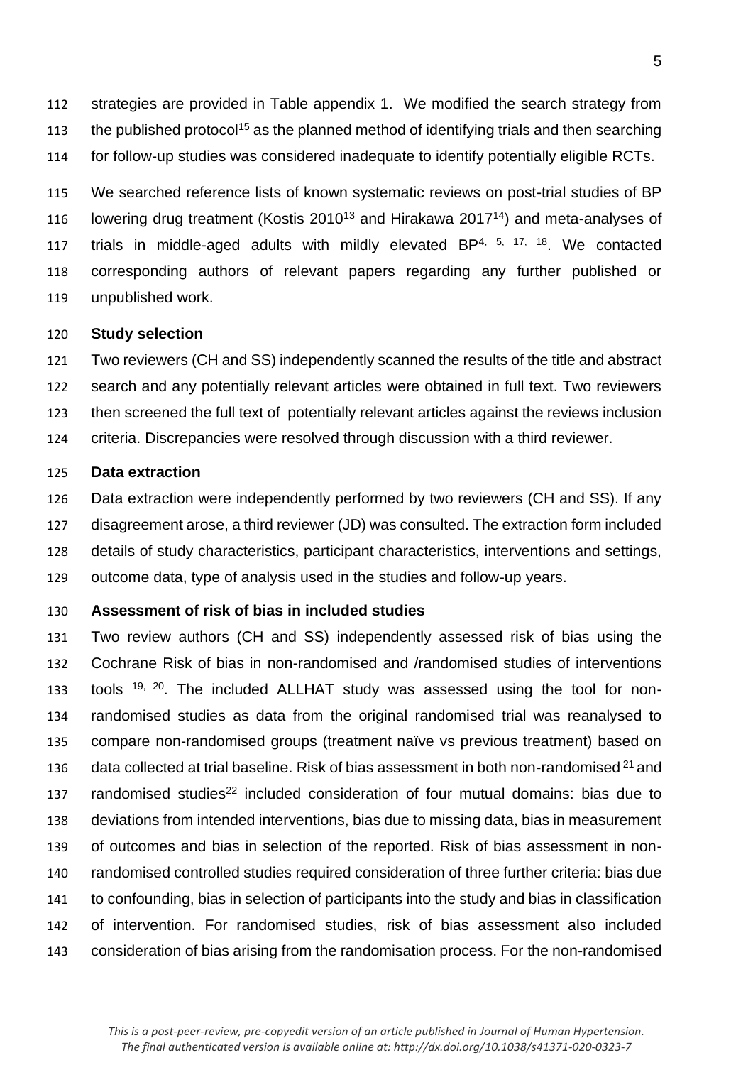strategies are provided in Table appendix 1. We modified the search strategy from the published protocol[15] as the planned method of identifying trials and then searching for follow-up studies was considered inadequate to identify potentially eligible RCTs.

We searched reference lists of known systematic reviews on post-trial studies of BP lowering drug treatment (Kostis 2010[13] and Hirakawa 2017[14]) and meta-analyses of trials in middle-aged adults with mildly elevated BP[4, 5, 17, 18]. We contacted corresponding authors of relevant papers regarding any further published or unpublished work.

**Study selection**

Two reviewers (CH and SS) independently scanned the results of the title and abstract search and any potentially relevant articles were obtained in full text. Two reviewers then screened the full text of potentially relevant articles against the reviews inclusion criteria. Discrepancies were resolved through discussion with a third reviewer.

**Data extraction**

Data extraction were independently performed by two reviewers (CH and SS). If any disagreement arose, a third reviewer (JD) was consulted. The extraction form included details of study characteristics, participant characteristics, interventions and settings, outcome data, type of analysis used in the studies and follow-up years.

**Assessment of risk of bias in included studies**

Two review authors (CH and SS) independently assessed risk of bias using the Cochrane Risk of bias in non-randomised and /randomised studies of interventions tools [19, 20]. The included ALLHAT study was assessed using the tool for non-randomised studies as data from the original randomised trial was reanalysed to compare non-randomised groups (treatment naïve vs previous treatment) based on data collected at trial baseline. Risk of bias assessment in both non-randomised [21] and randomised studies[22] included consideration of four mutual domains: bias due to deviations from intended interventions, bias due to missing data, bias in measurement of outcomes and bias in selection of the reported. Risk of bias assessment in non-randomised controlled studies required consideration of three further criteria: bias due to confounding, bias in selection of participants into the study and bias in classification of intervention. For randomised studies, risk of bias assessment also included consideration of bias arising from the randomisation process. For the non-randomised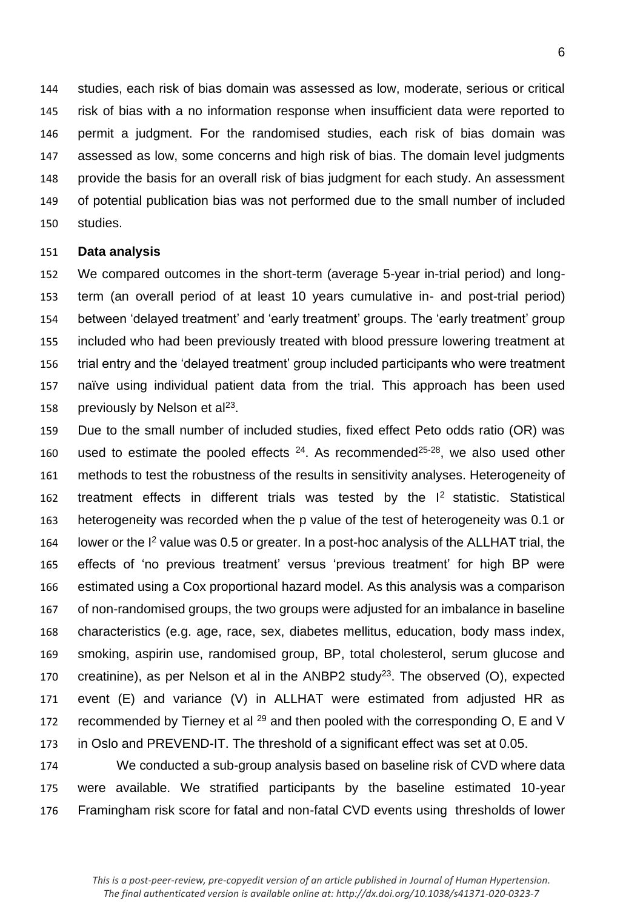studies, each risk of bias domain was assessed as low, moderate, serious or critical risk of bias with a no information response when insufficient data were reported to permit a judgment. For the randomised studies, each risk of bias domain was assessed as low, some concerns and high risk of bias. The domain level judgments provide the basis for an overall risk of bias judgment for each study. An assessment of potential publication bias was not performed due to the small number of included studies.

**Data analysis**

We compared outcomes in the short-term (average 5-year in-trial period) and long-term (an overall period of at least 10 years cumulative in- and post-trial period) between 'delayed treatment' and 'early treatment' groups. The 'early treatment' group included who had been previously treated with blood pressure lowering treatment at trial entry and the 'delayed treatment' group included participants who were treatment naïve using individual patient data from the trial. This approach has been used previously by Nelson et al[23].

Due to the small number of included studies, fixed effect Peto odds ratio (OR) was used to estimate the pooled effects [24]. As recommended[25-28], we also used other methods to test the robustness of the results in sensitivity analyses. Heterogeneity of treatment effects in different trials was tested by the $I^2$ statistic. Statistical heterogeneity was recorded when the p value of the test of heterogeneity was 0.1 or lower or the $I^2$ value was 0.5 or greater. In a post-hoc analysis of the ALLHAT trial, the effects of 'no previous treatment' versus 'previous treatment' for high BP were estimated using a Cox proportional hazard model. As this analysis was a comparison of non-randomised groups, the two groups were adjusted for an imbalance in baseline characteristics (e.g. age, race, sex, diabetes mellitus, education, body mass index, smoking, aspirin use, randomised group, BP, total cholesterol, serum glucose and creatinine), as per Nelson et al in the ANBP2 study[23]. The observed (O), expected event (E) and variance (V) in ALLHAT were estimated from adjusted HR as recommended by Tierney et al [29] and then pooled with the corresponding O, E and V in Oslo and PREVEND-IT. The threshold of a significant effect was set at 0.05.

We conducted a sub-group analysis based on baseline risk of CVD where data were available. We stratified participants by the baseline estimated 10-year Framingham risk score for fatal and non-fatal CVD events using thresholds of lower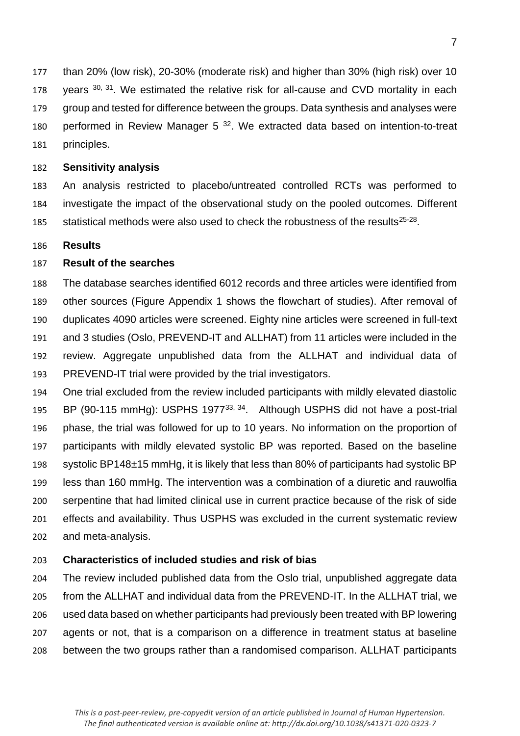than 20% (low risk), 20-30% (moderate risk) and higher than 30% (high risk) over 10 years [30, 31]. We estimated the relative risk for all-cause and CVD mortality in each group and tested for difference between the groups. Data synthesis and analyses were performed in Review Manager 5 [32]. We extracted data based on intention-to-treat principles.

### Sensitivity analysis

An analysis restricted to placebo/untreated controlled RCTs was performed to investigate the impact of the observational study on the pooled outcomes. Different statistical methods were also used to check the robustness of the results[25-28].

## Results

### Result of the searches

The database searches identified 6012 records and three articles were identified from other sources (Figure Appendix 1 shows the flowchart of studies). After removal of duplicates 4090 articles were screened. Eighty nine articles were screened in full-text and 3 studies (Oslo, PREVEND-IT and ALLHAT) from 11 articles were included in the review. Aggregate unpublished data from the ALLHAT and individual data of PREVEND-IT trial were provided by the trial investigators.

One trial excluded from the review included participants with mildly elevated diastolic BP (90-115 mmHg): USPHS 1977[33, 34]. Although USPHS did not have a post-trial phase, the trial was followed for up to 10 years. No information on the proportion of participants with mildly elevated systolic BP was reported. Based on the baseline systolic BP148±15 mmHg, it is likely that less than 80% of participants had systolic BP less than 160 mmHg. The intervention was a combination of a diuretic and rauwolfia serpentine that had limited clinical use in current practice because of the risk of side effects and availability. Thus USPHS was excluded in the current systematic review and meta-analysis.

### Characteristics of included studies and risk of bias

The review included published data from the Oslo trial, unpublished aggregate data from the ALLHAT and individual data from the PREVEND-IT. In the ALLHAT trial, we used data based on whether participants had previously been treated with BP lowering agents or not, that is a comparison on a difference in treatment status at baseline between the two groups rather than a randomised comparison. ALLHAT participants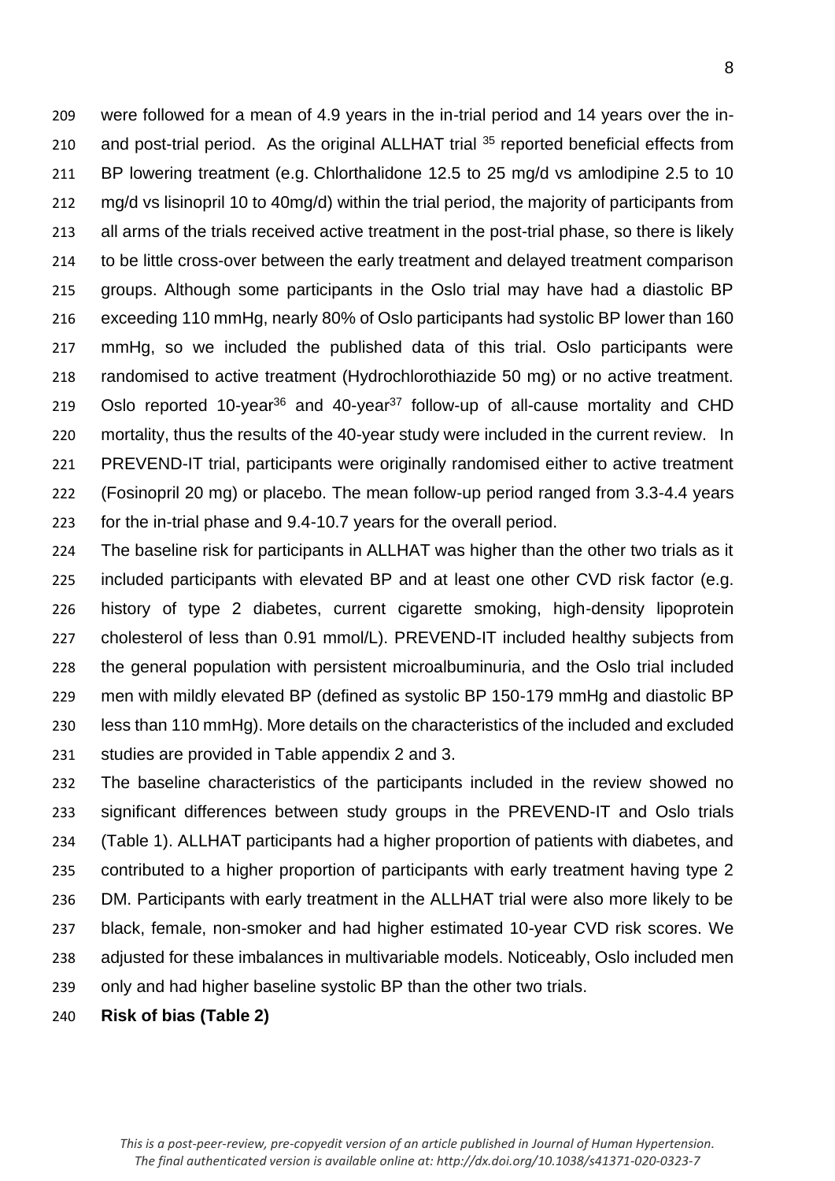were followed for a mean of 4.9 years in the in-trial period and 14 years over the in- and post-trial period. As the original ALLHAT trial [35] reported beneficial effects from BP lowering treatment (e.g. Chlorthalidone 12.5 to 25 mg/d vs amlodipine 2.5 to 10 mg/d vs lisinopril 10 to 40mg/d) within the trial period, the majority of participants from all arms of the trials received active treatment in the post-trial phase, so there is likely to be little cross-over between the early treatment and delayed treatment comparison groups. Although some participants in the Oslo trial may have had a diastolic BP exceeding 110 mmHg, nearly 80% of Oslo participants had systolic BP lower than 160 mmHg, so we included the published data of this trial. Oslo participants were randomised to active treatment (Hydrochlorothiazide 50 mg) or no active treatment. Oslo reported 10-year[36] and 40-year[37] follow-up of all-cause mortality and CHD mortality, thus the results of the 40-year study were included in the current review. In PREVEND-IT trial, participants were originally randomised either to active treatment (Fosinopril 20 mg) or placebo. The mean follow-up period ranged from 3.3-4.4 years for the in-trial phase and 9.4-10.7 years for the overall period.

The baseline risk for participants in ALLHAT was higher than the other two trials as it included participants with elevated BP and at least one other CVD risk factor (e.g. history of type 2 diabetes, current cigarette smoking, high-density lipoprotein cholesterol of less than 0.91 mmol/L). PREVEND-IT included healthy subjects from the general population with persistent microalbuminuria, and the Oslo trial included men with mildly elevated BP (defined as systolic BP 150-179 mmHg and diastolic BP less than 110 mmHg). More details on the characteristics of the included and excluded studies are provided in Table appendix 2 and 3.

The baseline characteristics of the participants included in the review showed no significant differences between study groups in the PREVEND-IT and Oslo trials (Table 1). ALLHAT participants had a higher proportion of patients with diabetes, and contributed to a higher proportion of participants with early treatment having type 2 DM. Participants with early treatment in the ALLHAT trial were also more likely to be black, female, non-smoker and had higher estimated 10-year CVD risk scores. We adjusted for these imbalances in multivariable models. Noticeably, Oslo included men only and had higher baseline systolic BP than the other two trials.

**Risk of bias (Table 2)**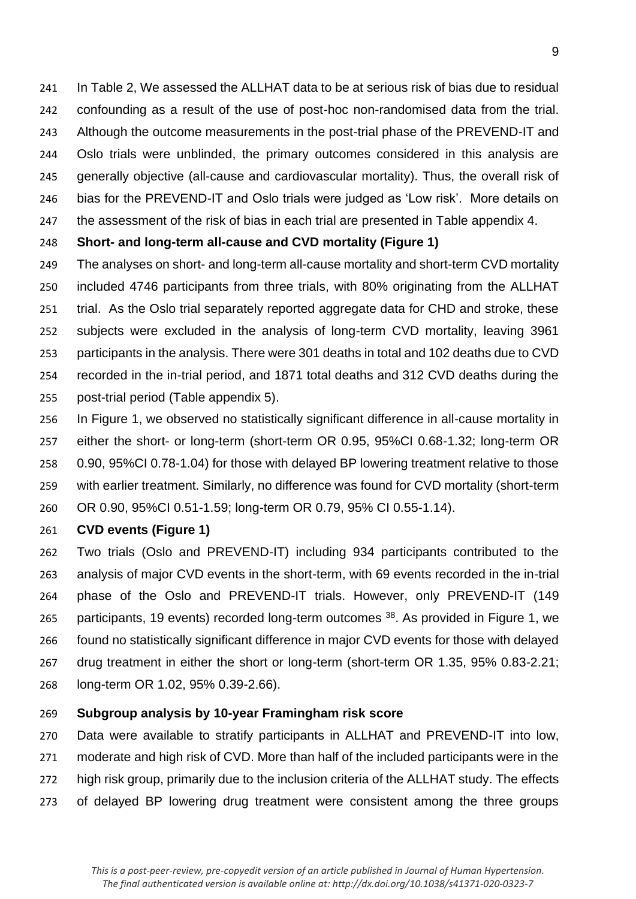In Table 2, We assessed the ALLHAT data to be at serious risk of bias due to residual confounding as a result of the use of post-hoc non-randomised data from the trial. Although the outcome measurements in the post-trial phase of the PREVEND-IT and Oslo trials were unblinded, the primary outcomes considered in this analysis are generally objective (all-cause and cardiovascular mortality). Thus, the overall risk of bias for the PREVEND-IT and Oslo trials were judged as 'Low risk'. More details on the assessment of the risk of bias in each trial are presented in Table appendix 4.

**Short- and long-term all-cause and CVD mortality (Figure 1)**

The analyses on short- and long-term all-cause mortality and short-term CVD mortality included 4746 participants from three trials, with 80% originating from the ALLHAT trial. As the Oslo trial separately reported aggregate data for CHD and stroke, these subjects were excluded in the analysis of long-term CVD mortality, leaving 3961 participants in the analysis. There were 301 deaths in total and 102 deaths due to CVD recorded in the in-trial period, and 1871 total deaths and 312 CVD deaths during the post-trial period (Table appendix 5).

In Figure 1, we observed no statistically significant difference in all-cause mortality in either the short- or long-term (short-term OR 0.95, 95%CI 0.68-1.32; long-term OR 0.90, 95%CI 0.78-1.04) for those with delayed BP lowering treatment relative to those with earlier treatment. Similarly, no difference was found for CVD mortality (short-term OR 0.90, 95%CI 0.51-1.59; long-term OR 0.79, 95% CI 0.55-1.14).

**CVD events (Figure 1)**

Two trials (Oslo and PREVEND-IT) including 934 participants contributed to the analysis of major CVD events in the short-term, with 69 events recorded in the in-trial phase of the Oslo and PREVEND-IT trials. However, only PREVEND-IT (149 participants, 19 events) recorded long-term outcomes [38]. As provided in Figure 1, we found no statistically significant difference in major CVD events for those with delayed drug treatment in either the short or long-term (short-term OR 1.35, 95% 0.83-2.21; long-term OR 1.02, 95% 0.39-2.66).

**Subgroup analysis by 10-year Framingham risk score**

Data were available to stratify participants in ALLHAT and PREVEND-IT into low, moderate and high risk of CVD. More than half of the included participants were in the high risk group, primarily due to the inclusion criteria of the ALLHAT study. The effects of delayed BP lowering drug treatment were consistent among the three groups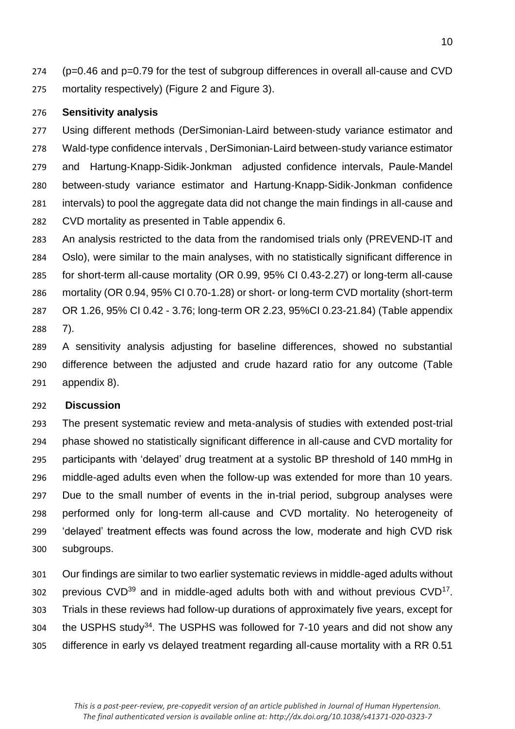(p=0.46 and p=0.79 for the test of subgroup differences in overall all-cause and CVD mortality respectively) (Figure 2 and Figure 3).

**Sensitivity analysis**

Using different methods (DerSimonian-Laird between-study variance estimator and Wald-type confidence intervals , DerSimonian-Laird between-study variance estimator and Hartung-Knapp-Sidik-Jonkman adjusted confidence intervals, Paule-Mandel between-study variance estimator and Hartung-Knapp-Sidik-Jonkman confidence intervals) to pool the aggregate data did not change the main findings in all-cause and CVD mortality as presented in Table appendix 6.

An analysis restricted to the data from the randomised trials only (PREVEND-IT and Oslo), were similar to the main analyses, with no statistically significant difference in for short-term all-cause mortality (OR 0.99, 95% CI 0.43-2.27) or long-term all-cause mortality (OR 0.94, 95% CI 0.70-1.28) or short- or long-term CVD mortality (short-term OR 1.26, 95% CI 0.42 - 3.76; long-term OR 2.23, 95%CI 0.23-21.84) (Table appendix 7).

A sensitivity analysis adjusting for baseline differences, showed no substantial difference between the adjusted and crude hazard ratio for any outcome (Table appendix 8).

## Discussion

The present systematic review and meta-analysis of studies with extended post-trial phase showed no statistically significant difference in all-cause and CVD mortality for participants with 'delayed' drug treatment at a systolic BP threshold of 140 mmHg in middle-aged adults even when the follow-up was extended for more than 10 years. Due to the small number of events in the in-trial period, subgroup analyses were performed only for long-term all-cause and CVD mortality. No heterogeneity of 'delayed' treatment effects was found across the low, moderate and high CVD risk subgroups.

Our findings are similar to two earlier systematic reviews in middle-aged adults without previous CVD[39] and in middle-aged adults both with and without previous CVD[17]. Trials in these reviews had follow-up durations of approximately five years, except for the USPHS study[34]. The USPHS was followed for 7-10 years and did not show any difference in early vs delayed treatment regarding all-cause mortality with a RR 0.51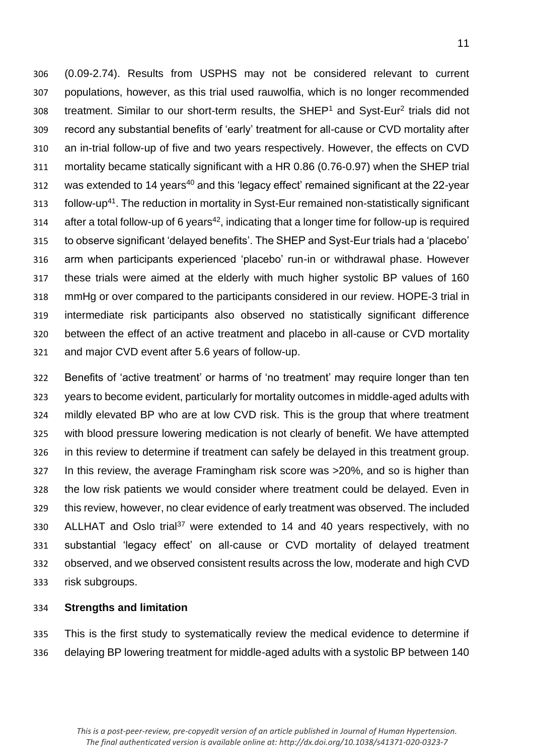(0.09-2.74). Results from USPHS may not be considered relevant to current populations, however, as this trial used rauwolfia, which is no longer recommended treatment. Similar to our short-term results, the SHEP[1] and Syst-Eur[2] trials did not record any substantial benefits of 'early' treatment for all-cause or CVD mortality after an in-trial follow-up of five and two years respectively. However, the effects on CVD mortality became statically significant with a HR 0.86 (0.76-0.97) when the SHEP trial was extended to 14 years[40] and this 'legacy effect' remained significant at the 22-year follow-up[41]. The reduction in mortality in Syst-Eur remained non-statistically significant after a total follow-up of 6 years[42], indicating that a longer time for follow-up is required to observe significant 'delayed benefits'. The SHEP and Syst-Eur trials had a 'placebo' arm when participants experienced 'placebo' run-in or withdrawal phase. However these trials were aimed at the elderly with much higher systolic BP values of 160 mmHg or over compared to the participants considered in our review. HOPE-3 trial in intermediate risk participants also observed no statistically significant difference between the effect of an active treatment and placebo in all-cause or CVD mortality and major CVD event after 5.6 years of follow-up.

Benefits of 'active treatment' or harms of 'no treatment' may require longer than ten years to become evident, particularly for mortality outcomes in middle-aged adults with mildly elevated BP who are at low CVD risk. This is the group that where treatment with blood pressure lowering medication is not clearly of benefit. We have attempted in this review to determine if treatment can safely be delayed in this treatment group. In this review, the average Framingham risk score was >20%, and so is higher than the low risk patients we would consider where treatment could be delayed. Even in this review, however, no clear evidence of early treatment was observed. The included ALLHAT and Oslo trial[37] were extended to 14 and 40 years respectively, with no substantial 'legacy effect' on all-cause or CVD mortality of delayed treatment observed, and we observed consistent results across the low, moderate and high CVD risk subgroups.

**Strengths and limitation**

This is the first study to systematically review the medical evidence to determine if delaying BP lowering treatment for middle-aged adults with a systolic BP between 140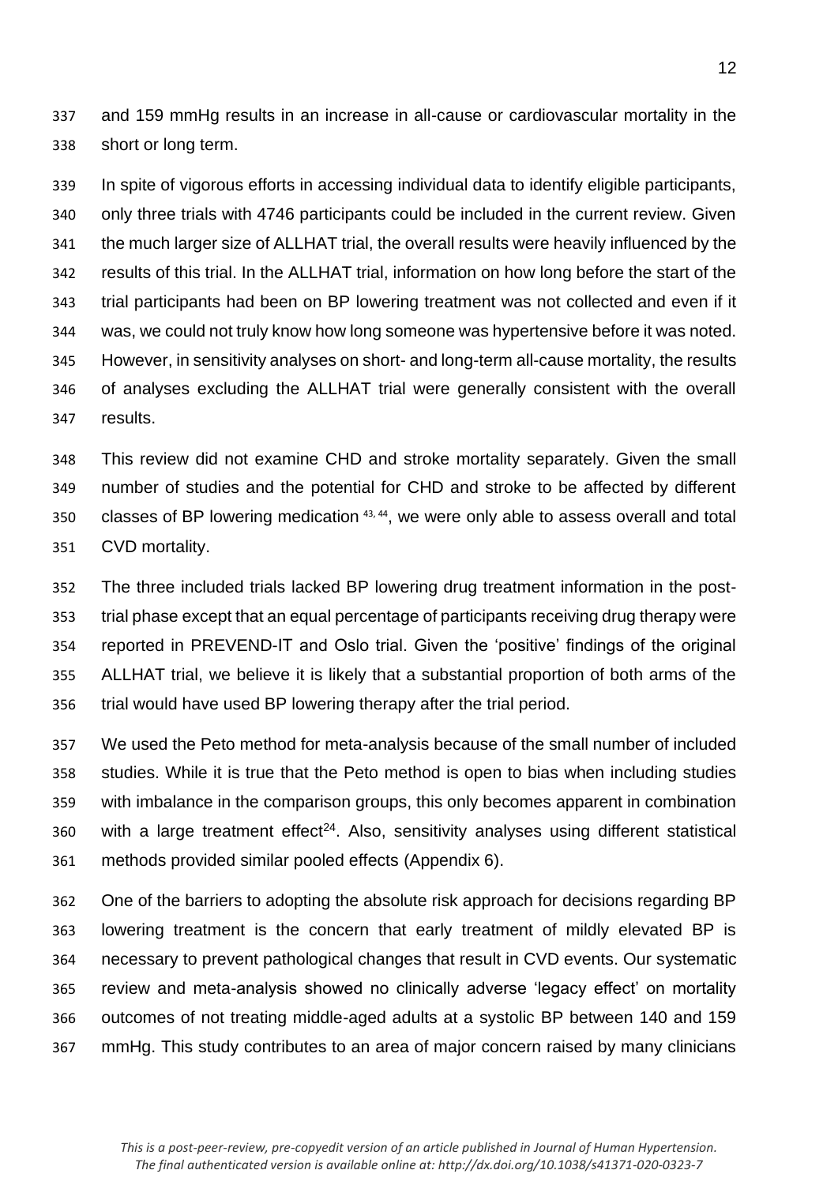and 159 mmHg results in an increase in all-cause or cardiovascular mortality in the short or long term.

In spite of vigorous efforts in accessing individual data to identify eligible participants, only three trials with 4746 participants could be included in the current review. Given the much larger size of ALLHAT trial, the overall results were heavily influenced by the results of this trial. In the ALLHAT trial, information on how long before the start of the trial participants had been on BP lowering treatment was not collected and even if it was, we could not truly know how long someone was hypertensive before it was noted. However, in sensitivity analyses on short- and long-term all-cause mortality, the results of analyses excluding the ALLHAT trial were generally consistent with the overall results.

This review did not examine CHD and stroke mortality separately. Given the small number of studies and the potential for CHD and stroke to be affected by different classes of BP lowering medication [43, 44], we were only able to assess overall and total CVD mortality.

The three included trials lacked BP lowering drug treatment information in the post-trial phase except that an equal percentage of participants receiving drug therapy were reported in PREVEND-IT and Oslo trial. Given the 'positive' findings of the original ALLHAT trial, we believe it is likely that a substantial proportion of both arms of the trial would have used BP lowering therapy after the trial period.

We used the Peto method for meta-analysis because of the small number of included studies. While it is true that the Peto method is open to bias when including studies with imbalance in the comparison groups, this only becomes apparent in combination with a large treatment effect[24]. Also, sensitivity analyses using different statistical methods provided similar pooled effects (Appendix 6).

One of the barriers to adopting the absolute risk approach for decisions regarding BP lowering treatment is the concern that early treatment of mildly elevated BP is necessary to prevent pathological changes that result in CVD events. Our systematic review and meta-analysis showed no clinically adverse 'legacy effect' on mortality outcomes of not treating middle-aged adults at a systolic BP between 140 and 159 mmHg. This study contributes to an area of major concern raised by many clinicians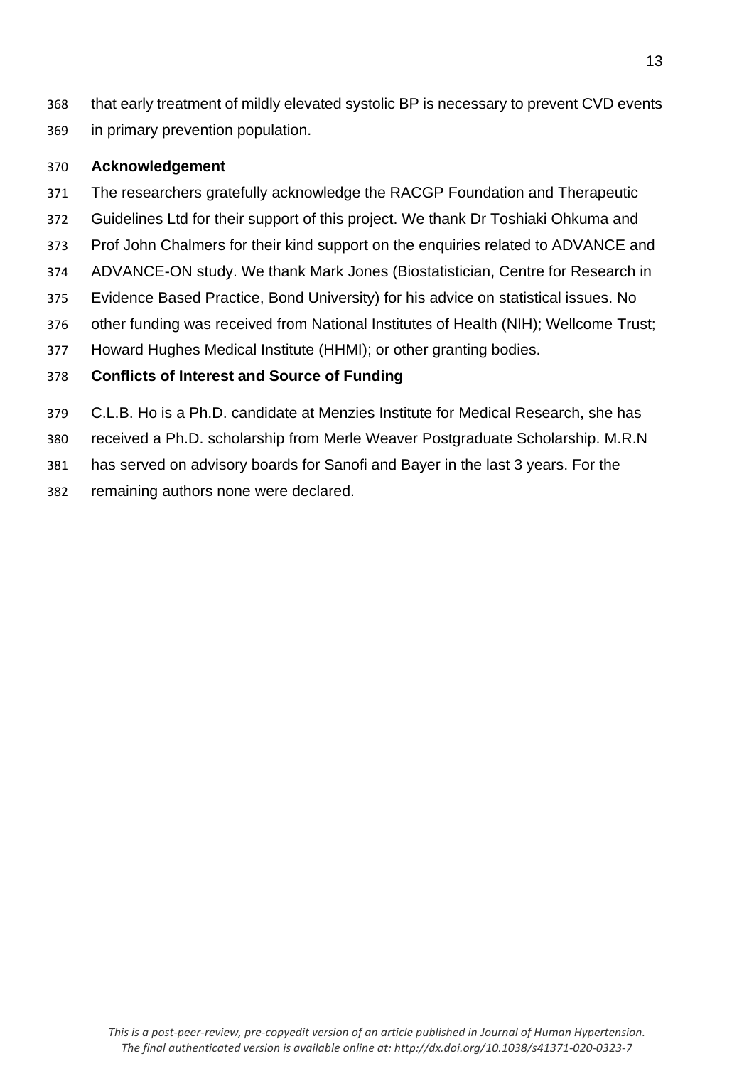that early treatment of mildly elevated systolic BP is necessary to prevent CVD events in primary prevention population.

**Acknowledgement**

The researchers gratefully acknowledge the RACGP Foundation and Therapeutic Guidelines Ltd for their support of this project. We thank Dr Toshiaki Ohkuma and Prof John Chalmers for their kind support on the enquiries related to ADVANCE and ADVANCE-ON study. We thank Mark Jones (Biostatistician, Centre for Research in Evidence Based Practice, Bond University) for his advice on statistical issues. No other funding was received from National Institutes of Health (NIH); Wellcome Trust; Howard Hughes Medical Institute (HHMI); or other granting bodies.

**Conflicts of Interest and Source of Funding**

C.L.B. Ho is a Ph.D. candidate at Menzies Institute for Medical Research, she has received a Ph.D. scholarship from Merle Weaver Postgraduate Scholarship. M.R.N has served on advisory boards for Sanofi and Bayer in the last 3 years. For the remaining authors none were declared.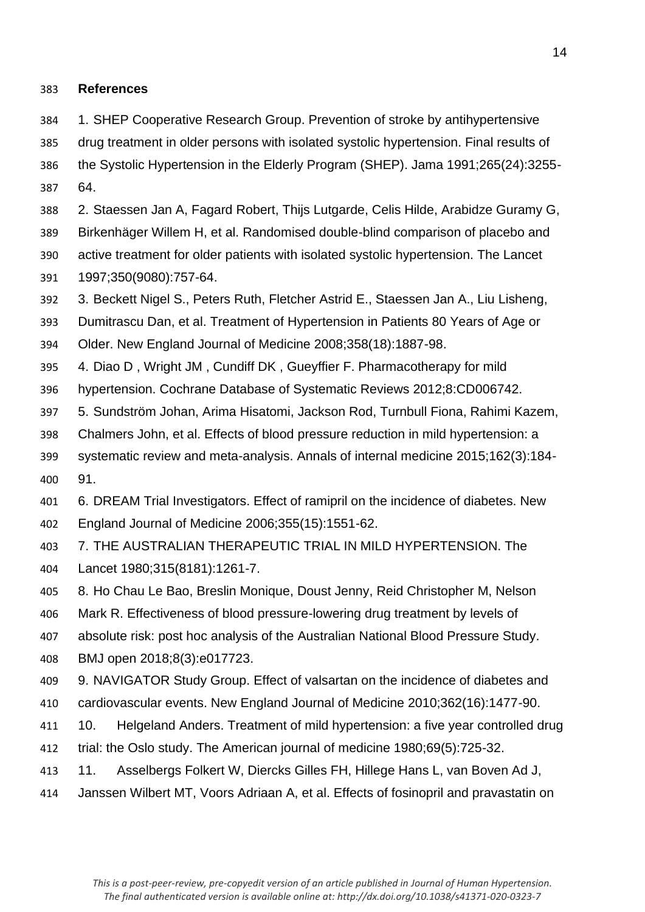## References

1. SHEP Cooperative Research Group. Prevention of stroke by antihypertensive drug treatment in older persons with isolated systolic hypertension. Final results of the Systolic Hypertension in the Elderly Program (SHEP). Jama 1991;265(24):3255-64.
2. Staessen Jan A, Fagard Robert, Thijs Lutgarde, Celis Hilde, Arabidze Guramy G, Birkenhäger Willem H, et al. Randomised double-blind comparison of placebo and active treatment for older patients with isolated systolic hypertension. The Lancet 1997;350(9080):757-64.
3. Beckett Nigel S., Peters Ruth, Fletcher Astrid E., Staessen Jan A., Liu Lisheng, Dumitrascu Dan, et al. Treatment of Hypertension in Patients 80 Years of Age or Older. New England Journal of Medicine 2008;358(18):1887-98.
4. Diao D , Wright JM , Cundiff DK , Gueyffier F. Pharmacotherapy for mild hypertension. Cochrane Database of Systematic Reviews 2012;8:CD006742.
5. Sundström Johan, Arima Hisatomi, Jackson Rod, Turnbull Fiona, Rahimi Kazem, Chalmers John, et al. Effects of blood pressure reduction in mild hypertension: a systematic review and meta-analysis. Annals of internal medicine 2015;162(3):184-91.
6. DREAM Trial Investigators. Effect of ramipril on the incidence of diabetes. New England Journal of Medicine 2006;355(15):1551-62.
7. THE AUSTRALIAN THERAPEUTIC TRIAL IN MILD HYPERTENSION. The Lancet 1980;315(8181):1261-7.
8. Ho Chau Le Bao, Breslin Monique, Doust Jenny, Reid Christopher M, Nelson Mark R. Effectiveness of blood pressure-lowering drug treatment by levels of absolute risk: post hoc analysis of the Australian National Blood Pressure Study. BMJ open 2018;8(3):e017723.
9. NAVIGATOR Study Group. Effect of valsartan on the incidence of diabetes and cardiovascular events. New England Journal of Medicine 2010;362(16):1477-90.
10. Helgeland Anders. Treatment of mild hypertension: a five year controlled drug trial: the Oslo study. The American journal of medicine 1980;69(5):725-32.
11. Asselbergs Folkert W, Diercks Gilles FH, Hillege Hans L, van Boven Ad J, Janssen Wilbert MT, Voors Adriaan A, et al. Effects of fosinopril and pravastatin on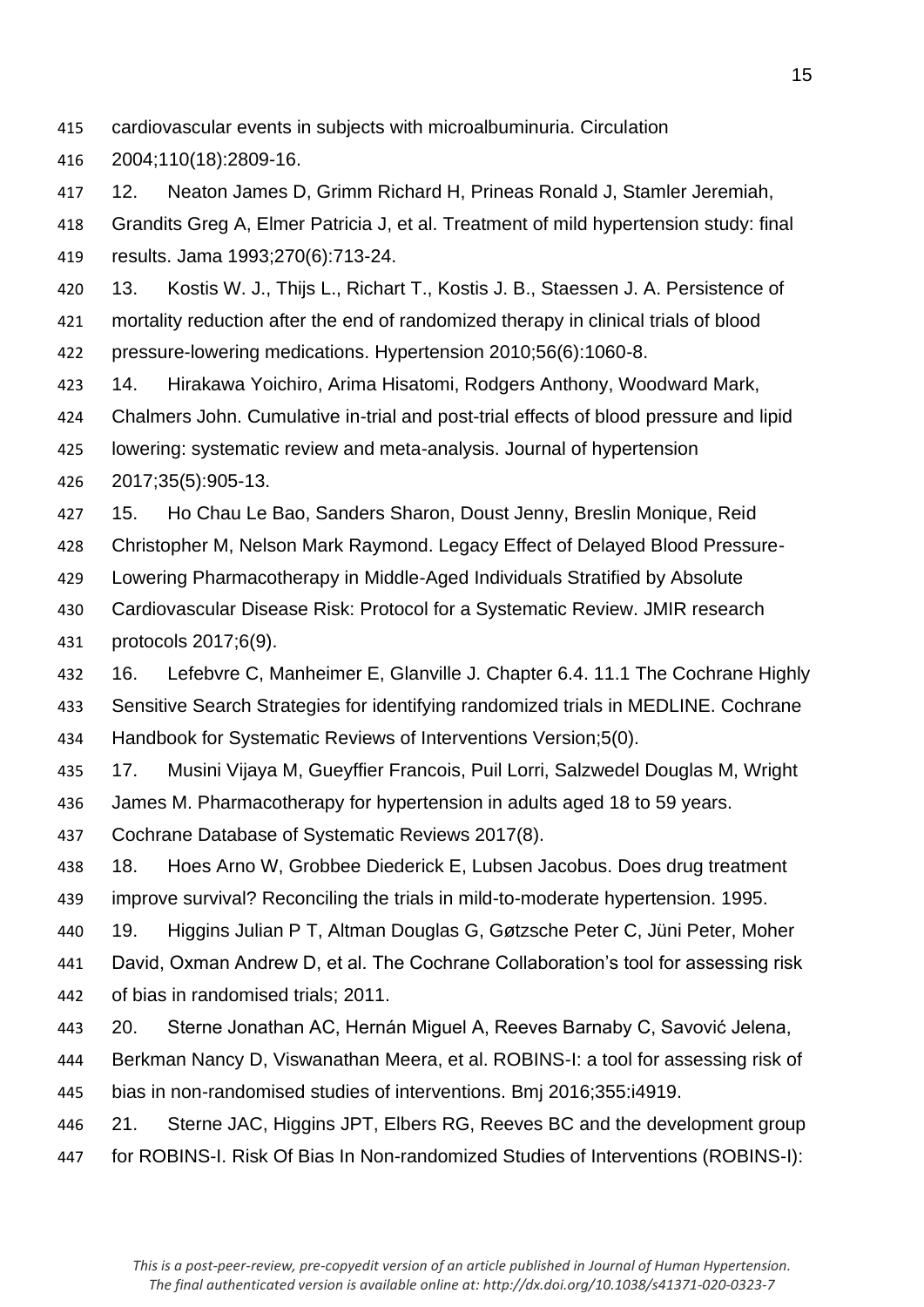cardiovascular events in subjects with microalbuminuria. Circulation 2004;110(18):2809-16.

12. Neaton James D, Grimm Richard H, Prineas Ronald J, Stamler Jeremiah, Grandits Greg A, Elmer Patricia J, et al. Treatment of mild hypertension study: final results. Jama 1993;270(6):713-24.

13. Kostis W. J., Thijs L., Richart T., Kostis J. B., Staessen J. A. Persistence of mortality reduction after the end of randomized therapy in clinical trials of blood pressure-lowering medications. Hypertension 2010;56(6):1060-8.

14. Hirakawa Yoichiro, Arima Hisatomi, Rodgers Anthony, Woodward Mark, Chalmers John. Cumulative in-trial and post-trial effects of blood pressure and lipid lowering: systematic review and meta-analysis. Journal of hypertension 2017;35(5):905-13.

15. Ho Chau Le Bao, Sanders Sharon, Doust Jenny, Breslin Monique, Reid Christopher M, Nelson Mark Raymond. Legacy Effect of Delayed Blood Pressure-Lowering Pharmacotherapy in Middle-Aged Individuals Stratified by Absolute Cardiovascular Disease Risk: Protocol for a Systematic Review. JMIR research protocols 2017;6(9).

16. Lefebvre C, Manheimer E, Glanville J. Chapter 6.4. 11.1 The Cochrane Highly Sensitive Search Strategies for identifying randomized trials in MEDLINE. Cochrane Handbook for Systematic Reviews of Interventions Version;5(0).

17. Musini Vijaya M, Gueyffier Francois, Puil Lorri, Salzwedel Douglas M, Wright James M. Pharmacotherapy for hypertension in adults aged 18 to 59 years. Cochrane Database of Systematic Reviews 2017(8).

18. Hoes Arno W, Grobbee Diederick E, Lubsen Jacobus. Does drug treatment improve survival? Reconciling the trials in mild-to-moderate hypertension. 1995.

19. Higgins Julian P T, Altman Douglas G, Gøtzsche Peter C, Jüni Peter, Moher David, Oxman Andrew D, et al. The Cochrane Collaboration's tool for assessing risk of bias in randomised trials; 2011.

20. Sterne Jonathan AC, Hernán Miguel A, Reeves Barnaby C, Savović Jelena, Berkman Nancy D, Viswanathan Meera, et al. ROBINS-I: a tool for assessing risk of bias in non-randomised studies of interventions. Bmj 2016;355:i4919.

21. Sterne JAC, Higgins JPT, Elbers RG, Reeves BC and the development group for ROBINS-I. Risk Of Bias In Non-randomized Studies of Interventions (ROBINS-I):

*This is a post-peer-review, pre-copyedit version of an article published in Journal of Human Hypertension. The final authenticated version is available online at: http://dx.doi.org/10.1038/s41371-020-0323-7*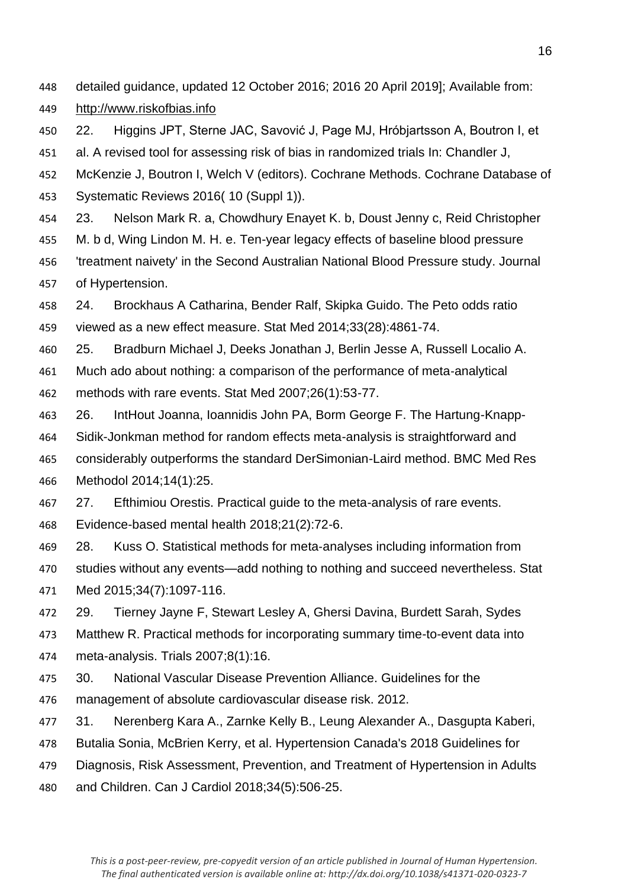detailed guidance, updated 12 October 2016; 2016 20 April 2019]; Available from: http://www.riskofbias.info

22. Higgins JPT, Sterne JAC, Savović J, Page MJ, Hróbjartsson A, Boutron I, et al. A revised tool for assessing risk of bias in randomized trials In: Chandler J, McKenzie J, Boutron I, Welch V (editors). Cochrane Methods. Cochrane Database of Systematic Reviews 2016( 10 (Suppl 1)).

23. Nelson Mark R. a, Chowdhury Enayet K. b, Doust Jenny c, Reid Christopher M. b d, Wing Lindon M. H. e. Ten-year legacy effects of baseline blood pressure 'treatment naivety' in the Second Australian National Blood Pressure study. Journal of Hypertension.

24. Brockhaus A Catharina, Bender Ralf, Skipka Guido. The Peto odds ratio viewed as a new effect measure. Stat Med 2014;33(28):4861-74.

25. Bradburn Michael J, Deeks Jonathan J, Berlin Jesse A, Russell Localio A. Much ado about nothing: a comparison of the performance of meta-analytical methods with rare events. Stat Med 2007;26(1):53-77.

26. IntHout Joanna, Ioannidis John PA, Borm George F. The Hartung-Knapp-Sidik-Jonkman method for random effects meta-analysis is straightforward and considerably outperforms the standard DerSimonian-Laird method. BMC Med Res Methodol 2014;14(1):25.

27. Efthimiou Orestis. Practical guide to the meta-analysis of rare events. Evidence-based mental health 2018;21(2):72-6.

28. Kuss O. Statistical methods for meta-analyses including information from studies without any events—add nothing to nothing and succeed nevertheless. Stat Med 2015;34(7):1097-116.

29. Tierney Jayne F, Stewart Lesley A, Ghersi Davina, Burdett Sarah, Sydes Matthew R. Practical methods for incorporating summary time-to-event data into meta-analysis. Trials 2007;8(1):16.

30. National Vascular Disease Prevention Alliance. Guidelines for the management of absolute cardiovascular disease risk. 2012.

31. Nerenberg Kara A., Zarnke Kelly B., Leung Alexander A., Dasgupta Kaberi, Butalia Sonia, McBrien Kerry, et al. Hypertension Canada's 2018 Guidelines for Diagnosis, Risk Assessment, Prevention, and Treatment of Hypertension in Adults and Children. Can J Cardiol 2018;34(5):506-25.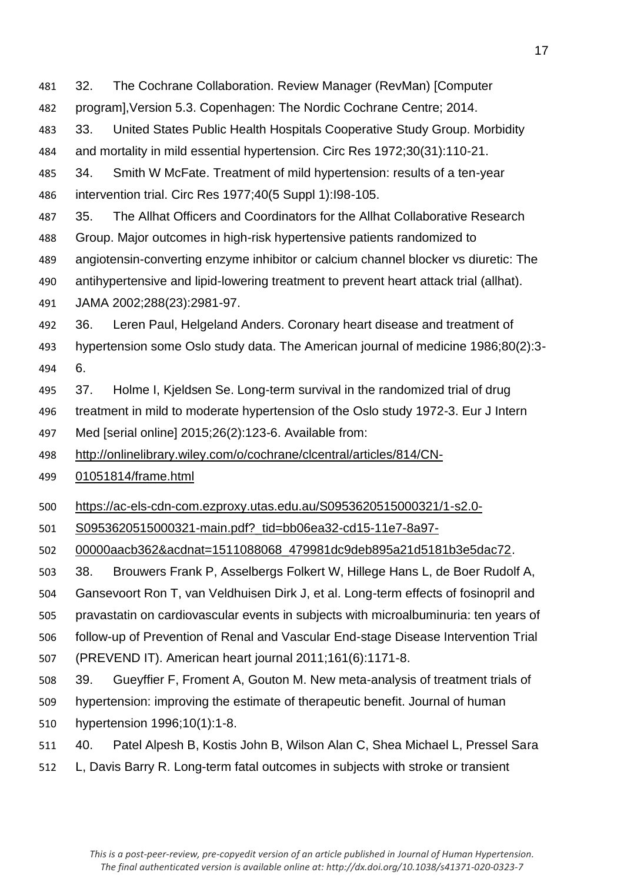32. The Cochrane Collaboration. Review Manager (RevMan) [Computer program],Version 5.3. Copenhagen: The Nordic Cochrane Centre; 2014.

33. United States Public Health Hospitals Cooperative Study Group. Morbidity and mortality in mild essential hypertension. Circ Res 1972;30(31):110-21.

34. Smith W McFate. Treatment of mild hypertension: results of a ten-year intervention trial. Circ Res 1977;40(5 Suppl 1):I98-105.

35. The Allhat Officers and Coordinators for the Allhat Collaborative Research Group. Major outcomes in high-risk hypertensive patients randomized to angiotensin-converting enzyme inhibitor or calcium channel blocker vs diuretic: The antihypertensive and lipid-lowering treatment to prevent heart attack trial (allhat). JAMA 2002;288(23):2981-97.

36. Leren Paul, Helgeland Anders. Coronary heart disease and treatment of hypertension some Oslo study data. The American journal of medicine 1986;80(2):3-6.

37. Holme I, Kjeldsen Se. Long-term survival in the randomized trial of drug treatment in mild to moderate hypertension of the Oslo study 1972-3. Eur J Intern Med [serial online] 2015;26(2):123-6. Available from: http://onlinelibrary.wiley.com/o/cochrane/clcentral/articles/814/CN-01051814/frame.html

https://ac-els-cdn-com.ezproxy.utas.edu.au/S0953620515000321/1-s2.0-S0953620515000321-main.pdf?_tid=bb06ea32-cd15-11e7-8a97-00000aacb362&acdnat=1511088068_479981dc9deb895a21d5181b3e5dac72.

38. Brouwers Frank P, Asselbergs Folkert W, Hillege Hans L, de Boer Rudolf A, Gansevoort Ron T, van Veldhuisen Dirk J, et al. Long-term effects of fosinopril and pravastatin on cardiovascular events in subjects with microalbuminuria: ten years of follow-up of Prevention of Renal and Vascular End-stage Disease Intervention Trial (PREVEND IT). American heart journal 2011;161(6):1171-8.

39. Gueyffier F, Froment A, Gouton M. New meta-analysis of treatment trials of hypertension: improving the estimate of therapeutic benefit. Journal of human hypertension 1996;10(1):1-8.

40. Patel Alpesh B, Kostis John B, Wilson Alan C, Shea Michael L, Pressel Sara L, Davis Barry R. Long-term fatal outcomes in subjects with stroke or transient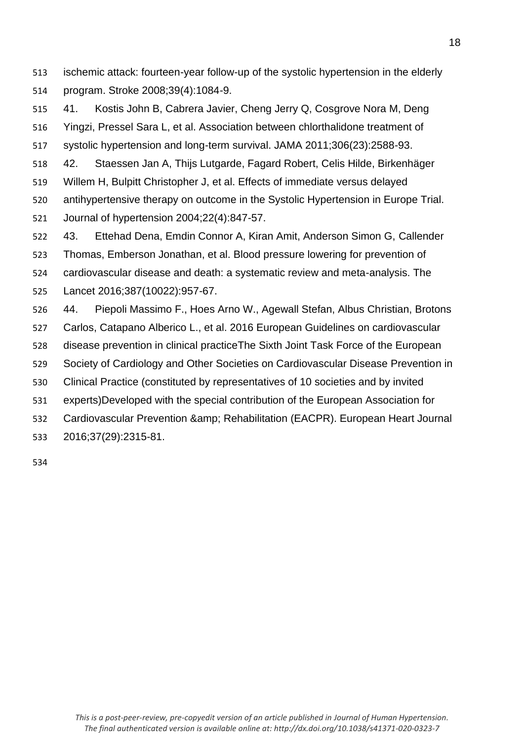ischemic attack: fourteen-year follow-up of the systolic hypertension in the elderly program. Stroke 2008;39(4):1084-9.

41. Kostis John B, Cabrera Javier, Cheng Jerry Q, Cosgrove Nora M, Deng Yingzi, Pressel Sara L, et al. Association between chlorthalidone treatment of systolic hypertension and long-term survival. JAMA 2011;306(23):2588-93.

42. Staessen Jan A, Thijs Lutgarde, Fagard Robert, Celis Hilde, Birkenhäger Willem H, Bulpitt Christopher J, et al. Effects of immediate versus delayed antihypertensive therapy on outcome in the Systolic Hypertension in Europe Trial. Journal of hypertension 2004;22(4):847-57.

43. Ettehad Dena, Emdin Connor A, Kiran Amit, Anderson Simon G, Callender Thomas, Emberson Jonathan, et al. Blood pressure lowering for prevention of cardiovascular disease and death: a systematic review and meta-analysis. The Lancet 2016;387(10022):957-67.

44. Piepoli Massimo F., Hoes Arno W., Agewall Stefan, Albus Christian, Brotons Carlos, Catapano Alberico L., et al. 2016 European Guidelines on cardiovascular disease prevention in clinical practiceThe Sixth Joint Task Force of the European Society of Cardiology and Other Societies on Cardiovascular Disease Prevention in Clinical Practice (constituted by representatives of 10 societies and by invited experts)Developed with the special contribution of the European Association for Cardiovascular Prevention &amp; Rehabilitation (EACPR). European Heart Journal 2016;37(29):2315-81.

*This is a post-peer-review, pre-copyedit version of an article published in Journal of Human Hypertension. The final authenticated version is available online at: http://dx.doi.org/10.1038/s41371-020-0323-7*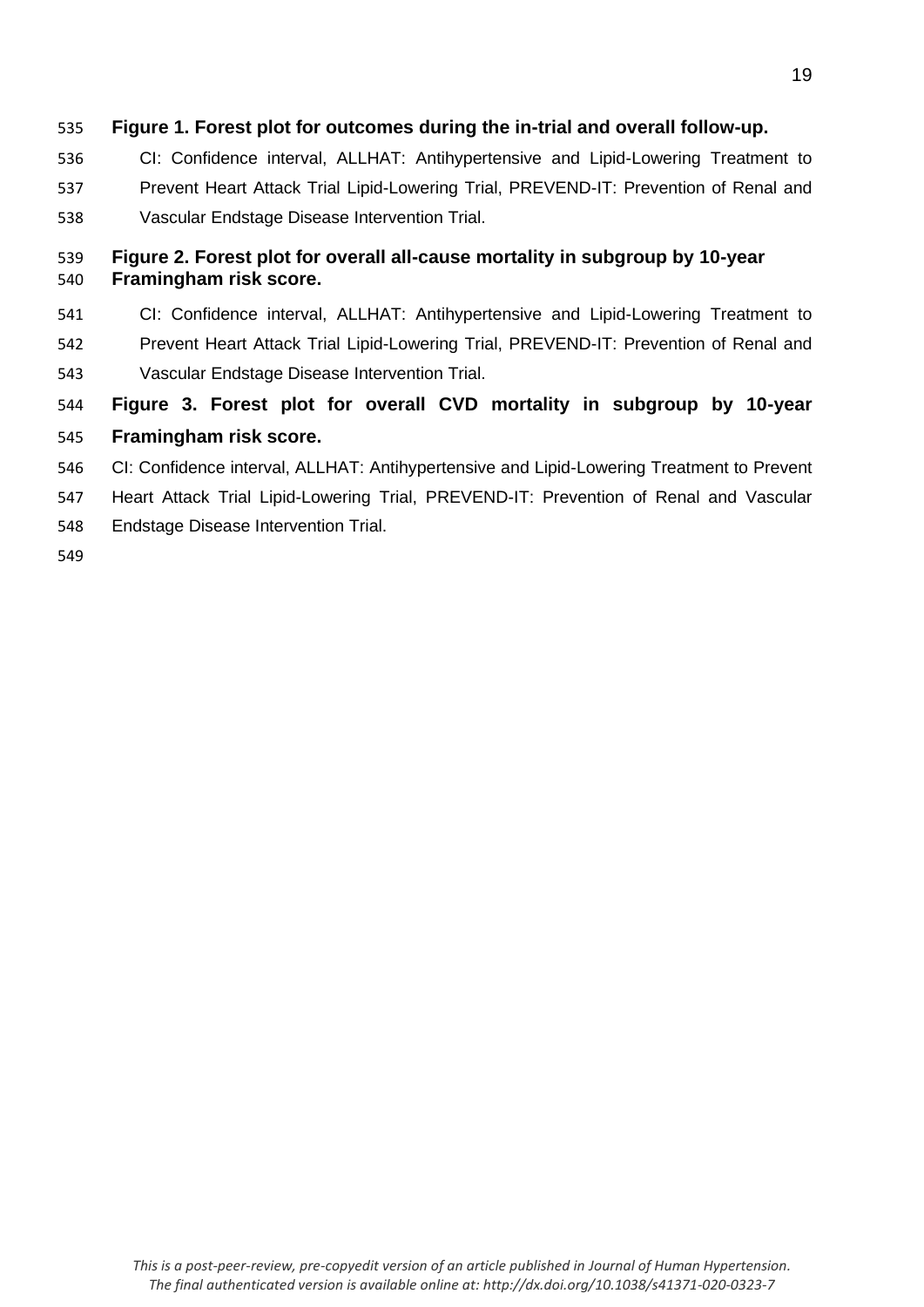**Figure 1. Forest plot for outcomes during the in-trial and overall follow-up.**

CI: Confidence interval, ALLHAT: Antihypertensive and Lipid-Lowering Treatment to Prevent Heart Attack Trial Lipid-Lowering Trial, PREVEND-IT: Prevention of Renal and Vascular Endstage Disease Intervention Trial.

**Figure 2. Forest plot for overall all-cause mortality in subgroup by 10-year Framingham risk score.**

CI: Confidence interval, ALLHAT: Antihypertensive and Lipid-Lowering Treatment to Prevent Heart Attack Trial Lipid-Lowering Trial, PREVEND-IT: Prevention of Renal and Vascular Endstage Disease Intervention Trial.

**Figure 3. Forest plot for overall CVD mortality in subgroup by 10-year Framingham risk score.**

CI: Confidence interval, ALLHAT: Antihypertensive and Lipid-Lowering Treatment to Prevent Heart Attack Trial Lipid-Lowering Trial, PREVEND-IT: Prevention of Renal and Vascular Endstage Disease Intervention Trial.

*This is a post-peer-review, pre-copyedit version of an article published in Journal of Human Hypertension. The final authenticated version is available online at: http://dx.doi.org/10.1038/s41371-020-0323-7*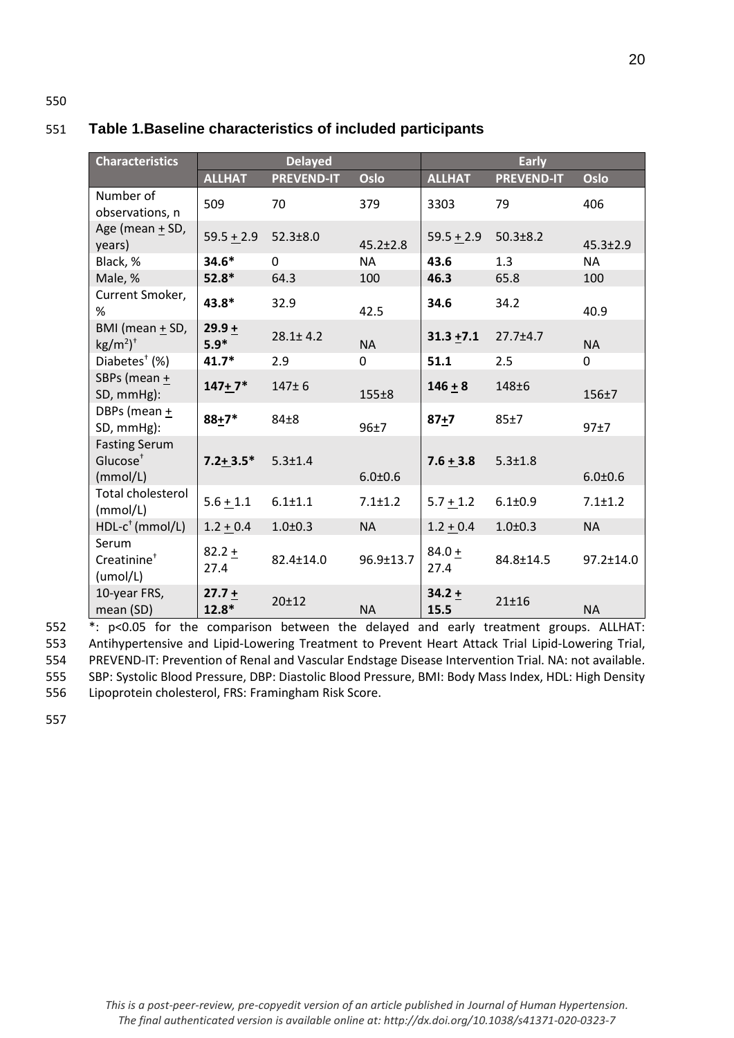**Table 1. Baseline characteristics of included participants**

| Characteristics | Delayed | | | Early | | |
|---|---|---|---|---|---|---|
| | ALLHAT | PREVEND-IT | Oslo | ALLHAT | PREVEND-IT | Oslo |
| Number of observations, n | 509 | 70 | 379 | 3303 | 79 | 406 |
| Age (mean ± SD, years) | 59.5 ± 2.9 | 52.3±8.0 | 45.2±2.8 | 59.5 ± 2.9 | 50.3±8.2 | 45.3±2.9 |
| Black, % | **34.6*** | 0 | NA | **43.6** | 1.3 | NA |
| Male, % | **52.8*** | 64.3 | 100 | **46.3** | 65.8 | 100 |
| Current Smoker, % | **43.8*** | 32.9 | 42.5 | **34.6** | 34.2 | 40.9 |
| BMI (mean ± SD, $kg/m^2$)[†] | **29.9 ± 5.9*** | 28.1± 4.2 | NA | **31.3 ±7.1** | 27.7±4.7 | NA |
| Diabetes[†] (%) | **41.7*** | 2.9 | 0 | **51.1** | 2.5 | 0 |
| SBPs (mean ± SD, mmHg): | **147± 7*** | 147± 6 | 155±8 | **146 ± 8** | 148±6 | 156±7 |
| DBPs (mean ± SD, mmHg): | **88±7*** | 84±8 | 96±7 | **87±7** | 85±7 | 97±7 |
| Fasting Serum Glucose[†] (mmol/L) | **7.2± 3.5*** | 5.3±1.4 | 6.0±0.6 | **7.6 ± 3.8** | 5.3±1.8 | 6.0±0.6 |
| Total cholesterol (mmol/L) | 5.6 ± 1.1 | 6.1±1.1 | 7.1±1.2 | 5.7 ± 1.2 | 6.1±0.9 | 7.1±1.2 |
| HDL-c[†] (mmol/L) | 1.2 ± 0.4 | 1.0±0.3 | NA | 1.2 ± 0.4 | 1.0±0.3 | NA |
| Serum Creatinine[†] (umol/L) | 82.2 ± 27.4 | 82.4±14.0 | 96.9±13.7 | 84.0 ± 27.4 | 84.8±14.5 | 97.2±14.0 |
| 10-year FRS, mean (SD) | **27.7 ± 12.8*** | 20±12 | NA | **34.2 ± 15.5** | 21±16 | NA |

*: $p<0.05$ for the comparison between the delayed and early treatment groups. ALLHAT: Antihypertensive and Lipid-Lowering Treatment to Prevent Heart Attack Trial Lipid-Lowering Trial, PREVEND-IT: Prevention of Renal and Vascular Endstage Disease Intervention Trial. NA: not available. SBP: Systolic Blood Pressure, DBP: Diastolic Blood Pressure, BMI: Body Mass Index, HDL: High Density Lipoprotein cholesterol, FRS: Framingham Risk Score.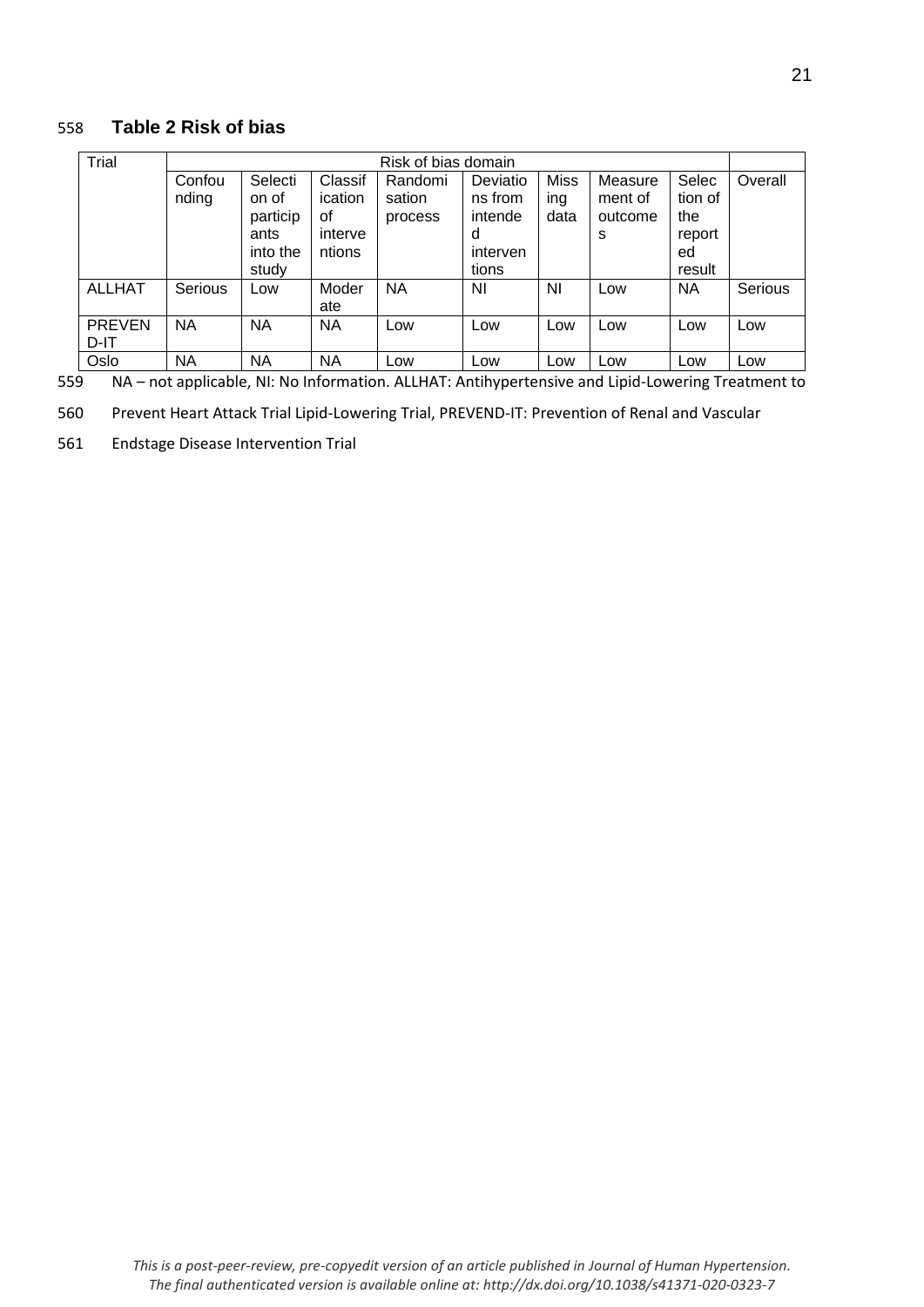**Table 2 Risk of bias**

| Trial | Risk of bias domain | | | | | | | | |
|---|---|---|---|---|---|---|---|---|---|
| | Confounding | Selection of participants into the study | Classification of interventions | Randomisation process | Deviations from intended interventions | Missing data | Measurement of outcomes | Selection of the reported result | Overall |
| ALLHAT | Serious | Low | Moderate | NA | NI | NI | Low | NA | Serious |
| PREVEND-IT | NA | NA | NA | Low | Low | Low | Low | Low | Low |
| Oslo | NA | NA | NA | Low | Low | Low | Low | Low | Low |

NA – not applicable, NI: No Information. ALLHAT: Antihypertensive and Lipid-Lowering Treatment to Prevent Heart Attack Trial Lipid-Lowering Trial, PREVEND-IT: Prevention of Renal and Vascular Endstage Disease Intervention Trial

*This is a post-peer-review, pre-copyedit version of an article published in Journal of Human Hypertension. The final authenticated version is available online at: http://dx.doi.org/10.1038/s41371-020-0323-7*